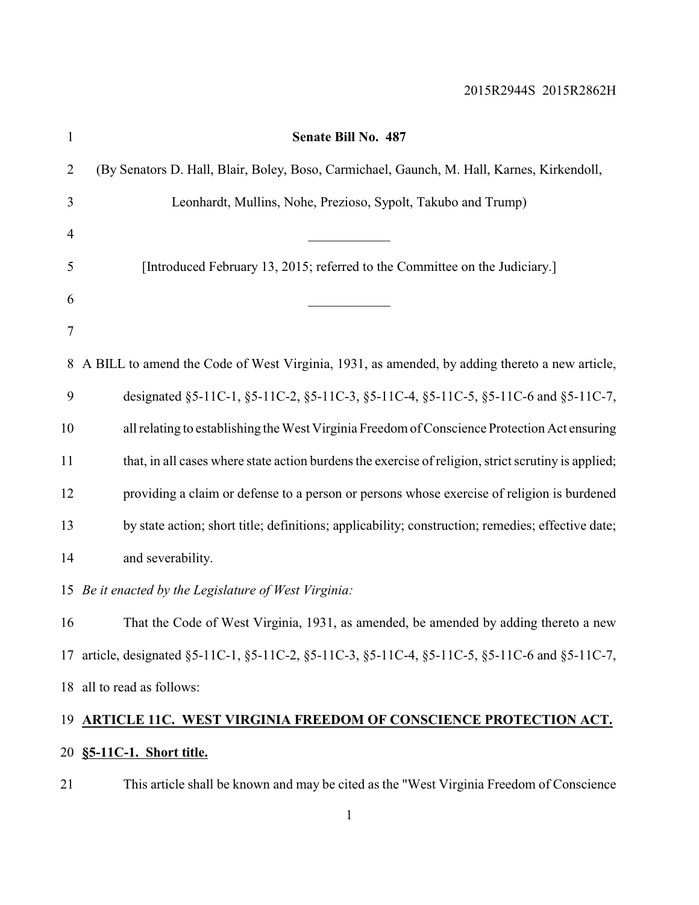2015R2944S 2015R2862H

**Senate Bill No. 487**

(By Senators D. Hall, Blair, Boley, Boso, Carmichael, Gaunch, M. Hall, Karnes, Kirkendoll, Leonhardt, Mullins, Nohe, Prezioso, Sypolt, Takubo and Trump)

____________

[Introduced February 13, 2015; referred to the Committee on the Judiciary.]

____________

A BILL to amend the Code of West Virginia, 1931, as amended, by adding thereto a new article, designated §5-11C-1, §5-11C-2, §5-11C-3, §5-11C-4, §5-11C-5, §5-11C-6 and §5-11C-7, all relating to establishing the West Virginia Freedom of Conscience Protection Act ensuring that, in all cases where state action burdens the exercise of religion, strict scrutiny is applied; providing a claim or defense to a person or persons whose exercise of religion is burdened by state action; short title; definitions; applicability; construction; remedies; effective date; and severability.

*Be it enacted by the Legislature of West Virginia:*

That the Code of West Virginia, 1931, as amended, be amended by adding thereto a new article, designated §5-11C-1, §5-11C-2, §5-11C-3, §5-11C-4, §5-11C-5, §5-11C-6 and §5-11C-7, all to read as follows:

## ARTICLE 11C. WEST VIRGINIA FREEDOM OF CONSCIENCE PROTECTION ACT.

### §5-11C-1. Short title.

This article shall be known and may be cited as the "West Virginia Freedom of Conscience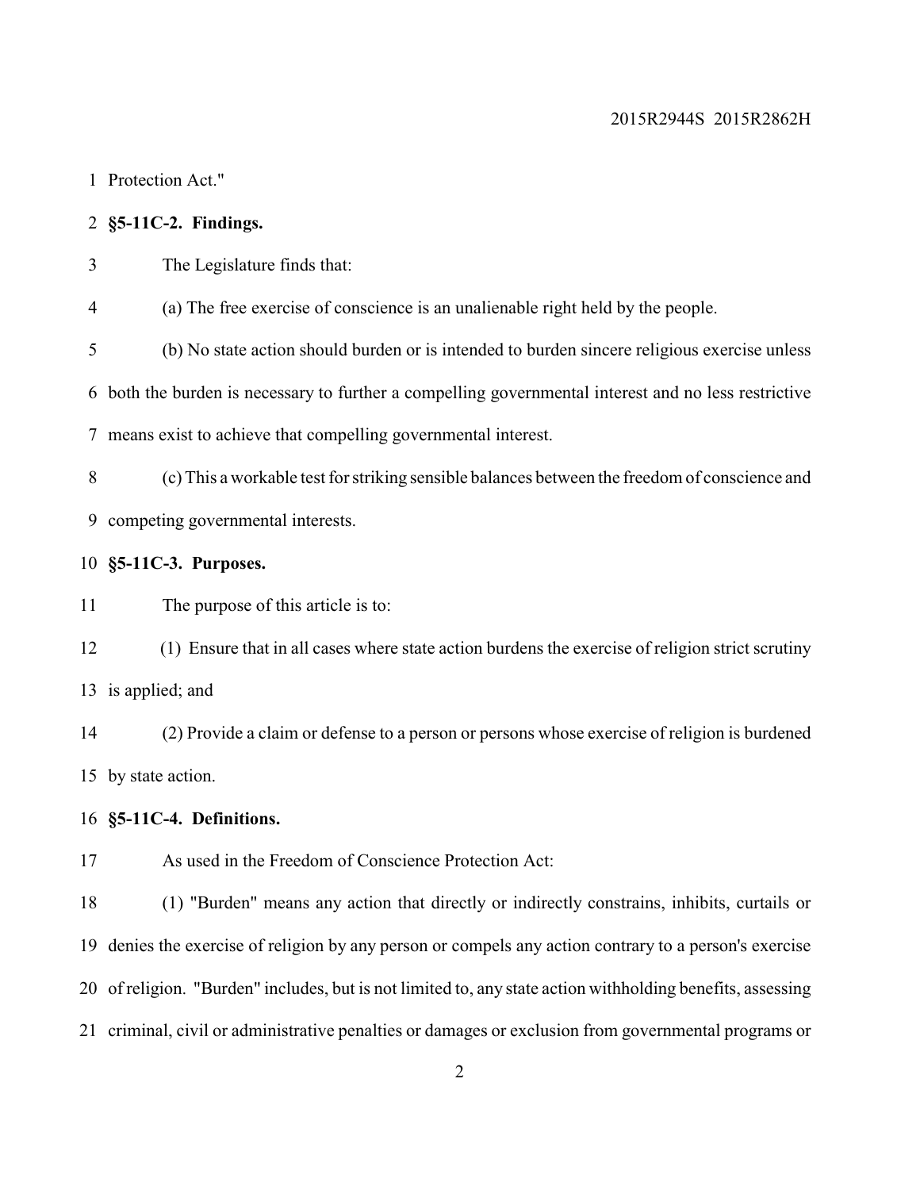Protection Act."

**§5-11C-2. Findings.**

The Legislature finds that:

(a) The free exercise of conscience is an unalienable right held by the people.

(b) No state action should burden or is intended to burden sincere religious exercise unless both the burden is necessary to further a compelling governmental interest and no less restrictive means exist to achieve that compelling governmental interest.

(c) This a workable test for striking sensible balances between the freedom of conscience and competing governmental interests.

**§5-11C-3. Purposes.**

The purpose of this article is to:

(1) Ensure that in all cases where state action burdens the exercise of religion strict scrutiny is applied; and

(2) Provide a claim or defense to a person or persons whose exercise of religion is burdened by state action.

**§5-11C-4. Definitions.**

As used in the Freedom of Conscience Protection Act:

(1) "Burden" means any action that directly or indirectly constrains, inhibits, curtails or denies the exercise of religion by any person or compels any action contrary to a person's exercise of religion. "Burden" includes, but is not limited to, any state action withholding benefits, assessing criminal, civil or administrative penalties or damages or exclusion from governmental programs or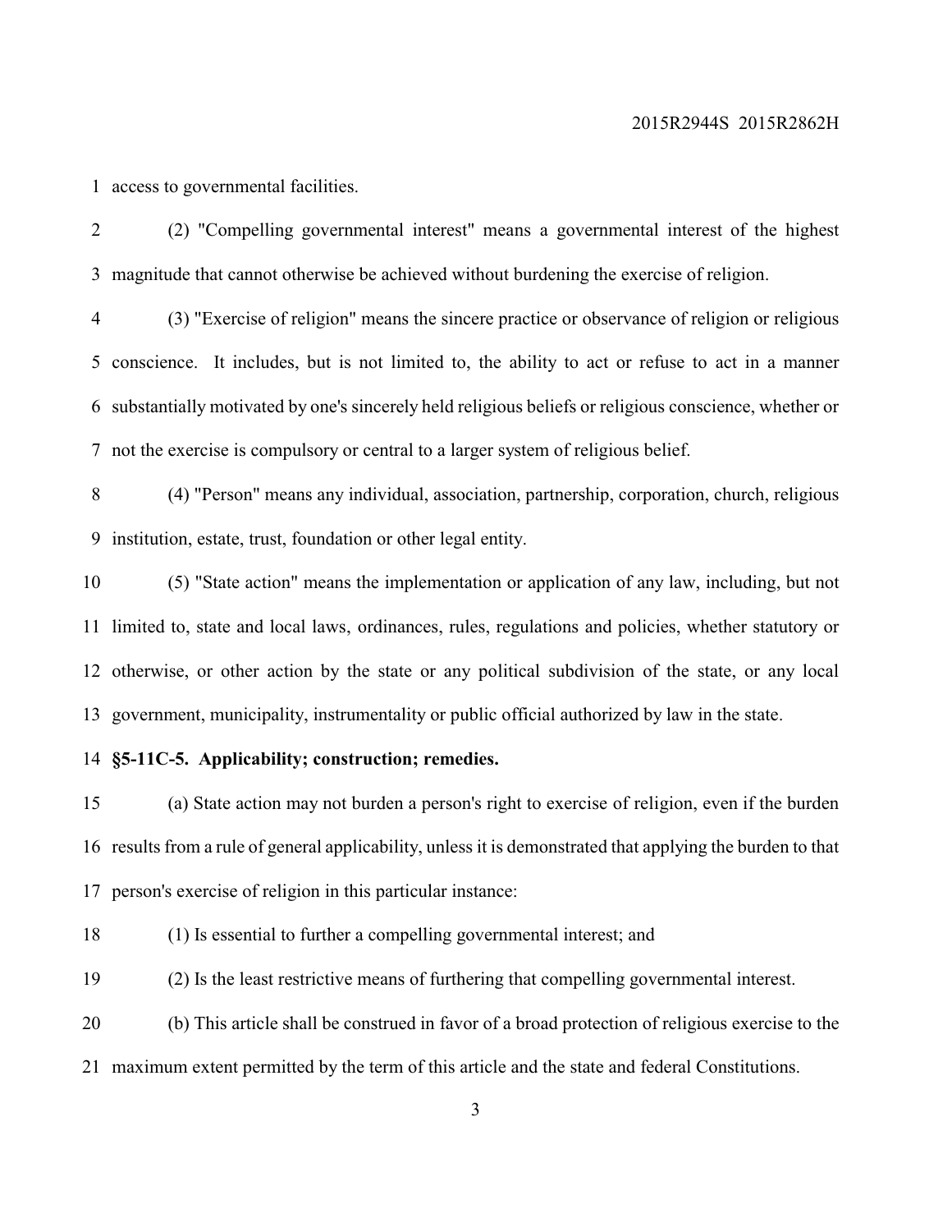access to governmental facilities.

(2) "Compelling governmental interest" means a governmental interest of the highest magnitude that cannot otherwise be achieved without burdening the exercise of religion.

(3) "Exercise of religion" means the sincere practice or observance of religion or religious conscience. It includes, but is not limited to, the ability to act or refuse to act in a manner substantially motivated by one's sincerely held religious beliefs or religious conscience, whether or not the exercise is compulsory or central to a larger system of religious belief.

(4) "Person" means any individual, association, partnership, corporation, church, religious institution, estate, trust, foundation or other legal entity.

(5) "State action" means the implementation or application of any law, including, but not limited to, state and local laws, ordinances, rules, regulations and policies, whether statutory or otherwise, or other action by the state or any political subdivision of the state, or any local government, municipality, instrumentality or public official authorized by law in the state.

**§5-11C-5. Applicability; construction; remedies.**

(a) State action may not burden a person's right to exercise of religion, even if the burden results from a rule of general applicability, unless it is demonstrated that applying the burden to that person's exercise of religion in this particular instance:

(1) Is essential to further a compelling governmental interest; and

(2) Is the least restrictive means of furthering that compelling governmental interest.

(b) This article shall be construed in favor of a broad protection of religious exercise to the maximum extent permitted by the term of this article and the state and federal Constitutions.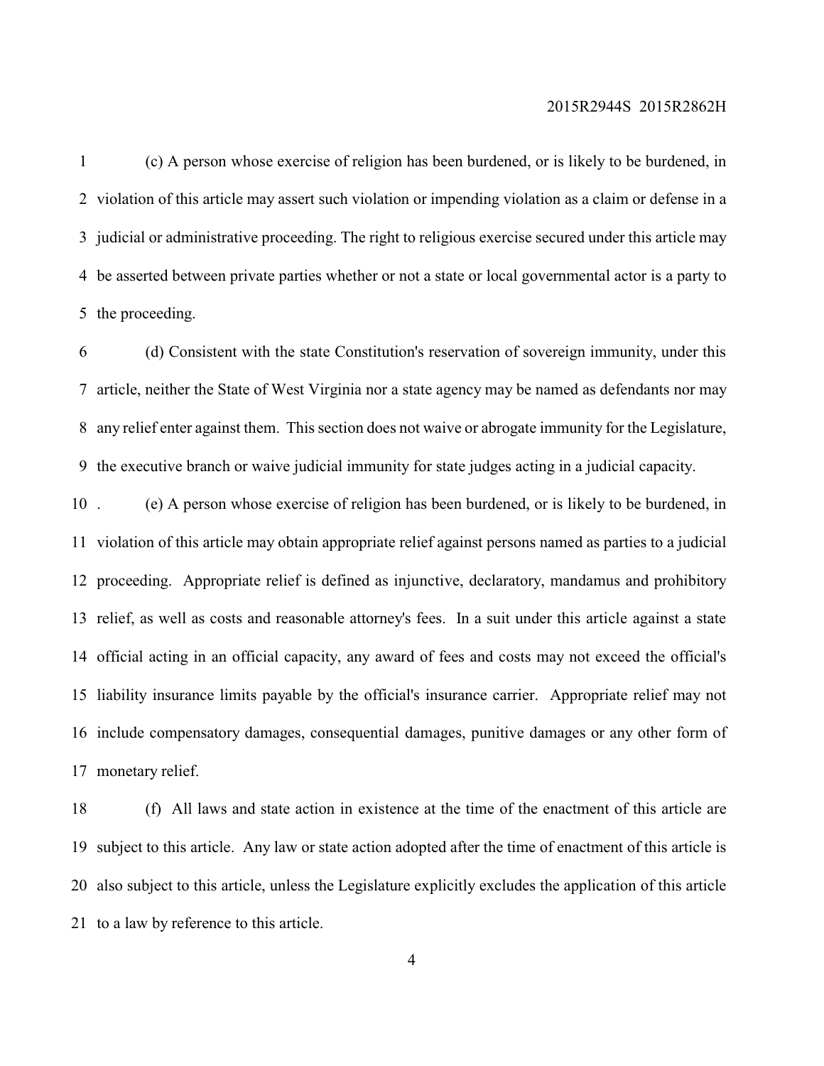(c) A person whose exercise of religion has been burdened, or is likely to be burdened, in violation of this article may assert such violation or impending violation as a claim or defense in a judicial or administrative proceeding. The right to religious exercise secured under this article may be asserted between private parties whether or not a state or local governmental actor is a party to the proceeding.

(d) Consistent with the state Constitution's reservation of sovereign immunity, under this article, neither the State of West Virginia nor a state agency may be named as defendants nor may any relief enter against them. This section does not waive or abrogate immunity for the Legislature, the executive branch or waive judicial immunity for state judges acting in a judicial capacity.

(e) A person whose exercise of religion has been burdened, or is likely to be burdened, in violation of this article may obtain appropriate relief against persons named as parties to a judicial proceeding. Appropriate relief is defined as injunctive, declaratory, mandamus and prohibitory relief, as well as costs and reasonable attorney's fees. In a suit under this article against a state official acting in an official capacity, any award of fees and costs may not exceed the official's liability insurance limits payable by the official's insurance carrier. Appropriate relief may not include compensatory damages, consequential damages, punitive damages or any other form of monetary relief.

(f) All laws and state action in existence at the time of the enactment of this article are subject to this article. Any law or state action adopted after the time of enactment of this article is also subject to this article, unless the Legislature explicitly excludes the application of this article to a law by reference to this article.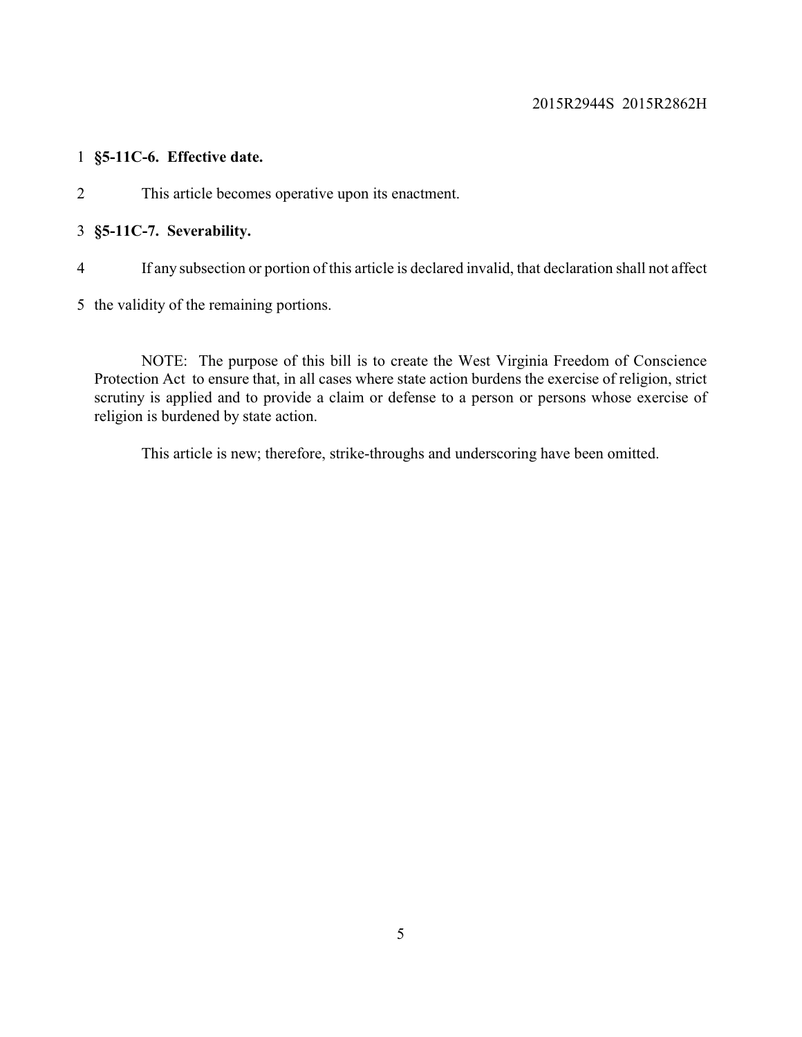**§5-11C-6. Effective date.**

This article becomes operative upon its enactment.

**§5-11C-7. Severability.**

If any subsection or portion of this article is declared invalid, that declaration shall not affect the validity of the remaining portions.

NOTE: The purpose of this bill is to create the West Virginia Freedom of Conscience Protection Act to ensure that, in all cases where state action burdens the exercise of religion, strict scrutiny is applied and to provide a claim or defense to a person or persons whose exercise of religion is burdened by state action.

This article is new; therefore, strike-throughs and underscoring have been omitted.